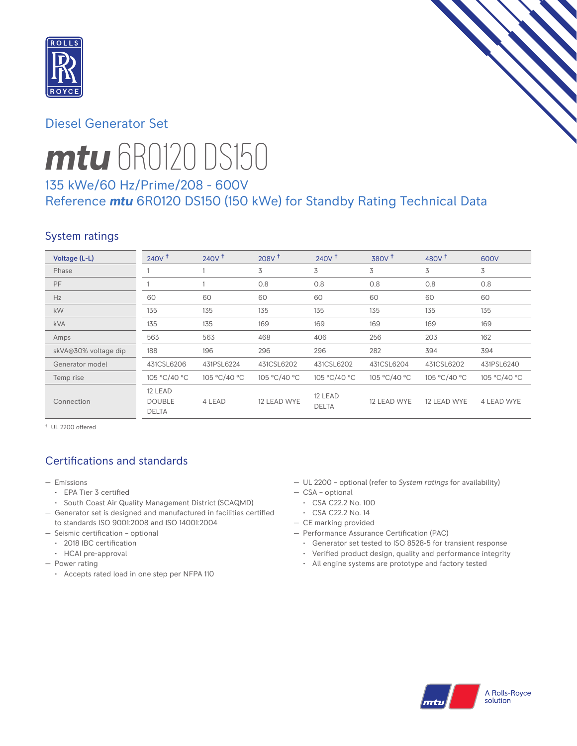Diesel Generator Set

# mtu 6R0120 DS150

135 kWe/60 Hz/Prime/208 - 600V

Reference ***mtu*** 6R0120 DS150 (150 kWe) for Standby Rating Technical Data

## System ratings

| Voltage (L-L) | 240V † | 240V † | 208V † | 240V † | 380V † | 480V † | 600V |
|---|---|---|---|---|---|---|---|
| Phase | 1 | 1 | 3 | 3 | 3 | 3 | 3 |
| PF | 1 | 1 | 0.8 | 0.8 | 0.8 | 0.8 | 0.8 |
| Hz | 60 | 60 | 60 | 60 | 60 | 60 | 60 |
| kW | 135 | 135 | 135 | 135 | 135 | 135 | 135 |
| kVA | 135 | 135 | 169 | 169 | 169 | 169 | 169 |
| Amps | 563 | 563 | 468 | 406 | 256 | 203 | 162 |
| skVA@30% voltage dip | 188 | 196 | 296 | 296 | 282 | 394 | 394 |
| Generator model | 431CSL6206 | 431PSL6224 | 431CSL6202 | 431CSL6202 | 431CSL6204 | 431CSL6202 | 431PSL6240 |
| Temp rise | 105 °C/40 °C | 105 °C/40 °C | 105 °C/40 °C | 105 °C/40 °C | 105 °C/40 °C | 105 °C/40 °C | 105 °C/40 °C |
| Connection | 12 LEAD DOUBLE DELTA | 4 LEAD | 12 LEAD WYE | 12 LEAD DELTA | 12 LEAD WYE | 12 LEAD WYE | 4 LEAD WYE |

† UL 2200 offered

## Certifications and standards

- Emissions
  - EPA Tier 3 certified
  - South Coast Air Quality Management District (SCAQMD)
- Generator set is designed and manufactured in facilities certified to standards ISO 9001:2008 and ISO 14001:2004
- Seismic certification – optional
  - 2018 IBC certification
  - HCAI pre-approval
- Power rating
  - Accepts rated load in one step per NFPA 110
- UL 2200 – optional (refer to *System ratings* for availability)
- CSA – optional
  - CSA C22.2 No. 100
  - CSA C22.2 No. 14
- CE marking provided
- Performance Assurance Certification (PAC)
  - Generator set tested to ISO 8528-5 for transient response
  - Verified product design, quality and performance integrity
  - All engine systems are prototype and factory tested

A Rolls-Royce solution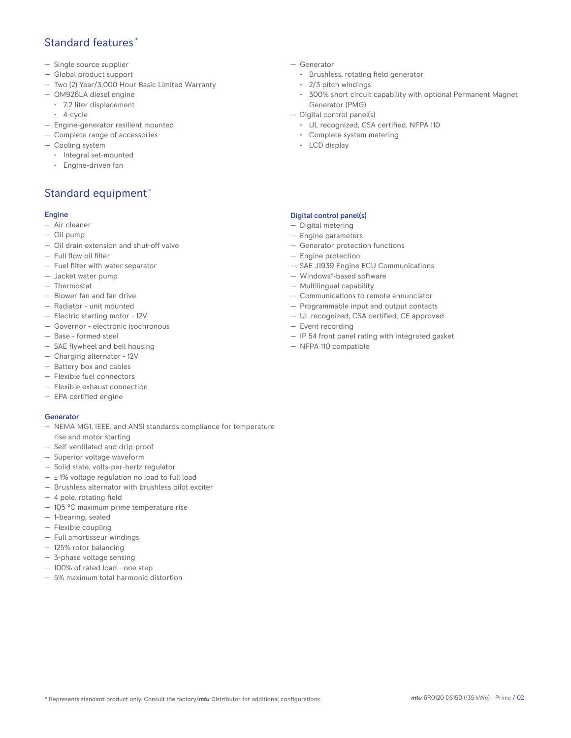## Standard features *

- Single source supplier
- Global product support
- Two (2) Year/3,000 Hour Basic Limited Warranty
- OM926LA diesel engine
  - 7.2 liter displacement
  - 4-cycle
- Engine-generator resilient mounted
- Complete range of accessories
- Cooling system
  - Integral set-mounted
  - Engine-driven fan
- Generator
  - Brushless, rotating field generator
  - 2/3 pitch windings
  - 300% short circuit capability with optional Permanent Magnet Generator (PMG)
- Digital control panel(s)
  - UL recognized, CSA certified, NFPA 110
  - Complete system metering
  - LCD display

## Standard equipment *

### Engine

- Air cleaner
- Oil pump
- Oil drain extension and shut-off valve
- Full flow oil filter
- Fuel filter with water separator
- Jacket water pump
- Thermostat
- Blower fan and fan drive
- Radiator - unit mounted
- Electric starting motor - 12V
- Governor - electronic isochronous
- Base - formed steel
- SAE flywheel and bell housing
- Charging alternator - 12V
- Battery box and cables
- Flexible fuel connectors
- Flexible exhaust connection
- EPA certified engine

### Generator

- NEMA MG1, IEEE, and ANSI standards compliance for temperature rise and motor starting
- Self-ventilated and drip-proof
- Superior voltage waveform
- Solid state, volts-per-hertz regulator
- ± 1% voltage regulation no load to full load
- Brushless alternator with brushless pilot exciter
- 4 pole, rotating field
- 105 °C maximum prime temperature rise
- 1-bearing, sealed
- Flexible coupling
- Full amortisseur windings
- 125% rotor balancing
- 3-phase voltage sensing
- 100% of rated load - one step
- 5% maximum total harmonic distortion

### Digital control panel(s)

- Digital metering
- Engine parameters
- Generator protection functions
- Engine protection
- SAE J1939 Engine ECU Communications
- Windows®-based software
- Multilingual capability
- Communications to remote annunciator
- Programmable input and output contacts
- UL recognized, CSA certified, CE approved
- Event recording
- IP 54 front panel rating with integrated gasket
- NFPA 110 compatible

* Represents standard product only. Consult the factory/*mtu* Distributor for additional configurations.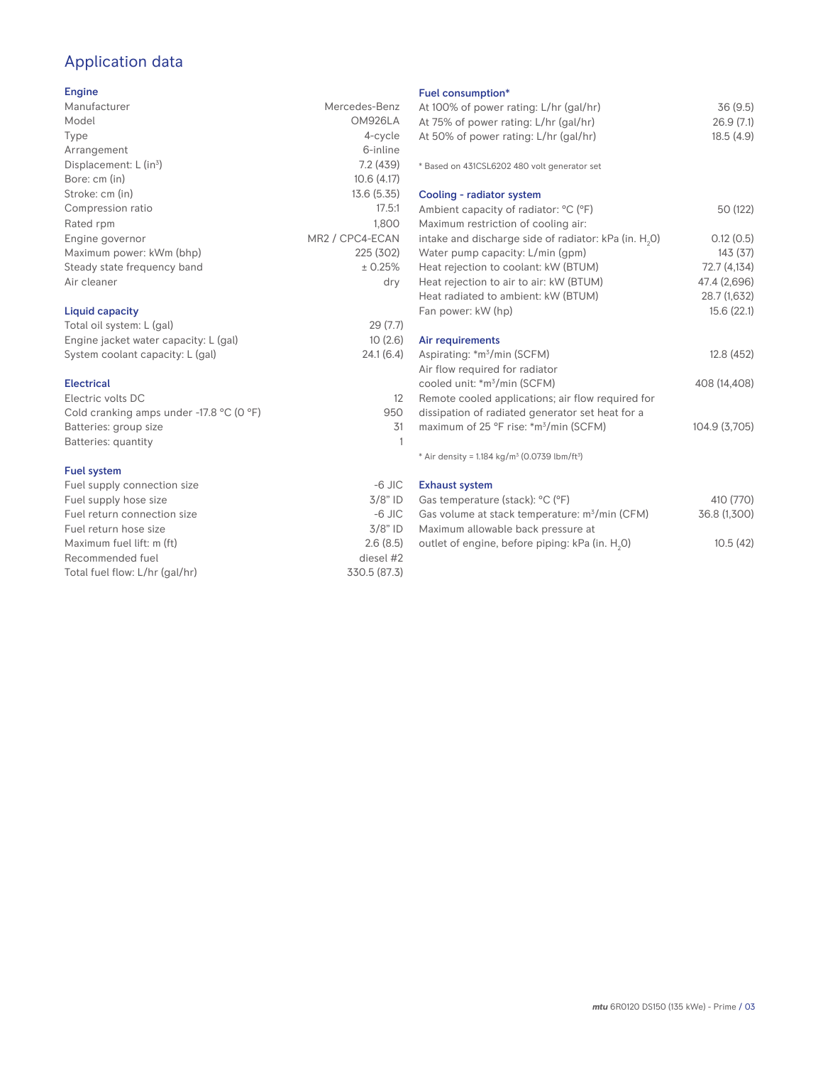# Application data

## Engine

| | |
|---|---|
| Manufacturer | Mercedes-Benz |
| Model | OM926LA |
| Type | 4-cycle |
| Arrangement | 6-inline |
| Displacement: L (in$^3$) | 7.2 (439) |
| Bore: cm (in) | 10.6 (4.17) |
| Stroke: cm (in) | 13.6 (5.35) |
| Compression ratio | 17.5:1 |
| Rated rpm | 1,800 |
| Engine governor | MR2 / CPC4-ECAN |
| Maximum power: kWm (bhp) | 225 (302) |
| Steady state frequency band | ± 0.25% |
| Air cleaner | dry |

## Liquid capacity

| | |
|---|---|
| Total oil system: L (gal) | 29 (7.7) |
| Engine jacket water capacity: L (gal) | 10 (2.6) |
| System coolant capacity: L (gal) | 24.1 (6.4) |

## Electrical

| | |
|---|---|
| Electric volts DC | 12 |
| Cold cranking amps under -17.8 °C (0 °F) | 950 |
| Batteries: group size | 31 |
| Batteries: quantity | 1 |

## Fuel system

| | |
|---|---|
| Fuel supply connection size | -6 JIC |
| Fuel supply hose size | 3/8" ID |
| Fuel return connection size | -6 JIC |
| Fuel return hose size | 3/8" ID |
| Maximum fuel lift: m (ft) | 2.6 (8.5) |
| Recommended fuel | diesel #2 |
| Total fuel flow: L/hr (gal/hr) | 330.5 (87.3) |

## Fuel consumption*

| | |
|---|---|
| At 100% of power rating: L/hr (gal/hr) | 36 (9.5) |
| At 75% of power rating: L/hr (gal/hr) | 26.9 (7.1) |
| At 50% of power rating: L/hr (gal/hr) | 18.5 (4.9) |

* Based on 431CSL6202 480 volt generator set

## Cooling - radiator system

| | |
|---|---|
| Ambient capacity of radiator: °C (°F) | 50 (122) |
| Maximum restriction of cooling air: intake and discharge side of radiator: kPa (in. $H_2O$) | 0.12 (0.5) |
| Water pump capacity: L/min (gpm) | 143 (37) |
| Heat rejection to coolant: kW (BTUM) | 72.7 (4,134) |
| Heat rejection to air to air: kW (BTUM) | 47.4 (2,696) |
| Heat radiated to ambient: kW (BTUM) | 28.7 (1,632) |
| Fan power: kW (hp) | 15.6 (22.1) |

## Air requirements

| | |
|---|---|
| Aspirating: *m$^3$/min (SCFM) | 12.8 (452) |
| Air flow required for radiator cooled unit: *m$^3$/min (SCFM) | 408 (14,408) |
| Remote cooled applications; air flow required for dissipation of radiated generator set heat for a maximum of 25 °F rise: *m$^3$/min (SCFM) | 104.9 (3,705) |

* Air density = 1.184 kg/m$^3$ (0.0739 lbm/ft$^3$)

## Exhaust system

| | |
|---|---|
| Gas temperature (stack): °C (°F) | 410 (770) |
| Gas volume at stack temperature: m$^3$/min (CFM) | 36.8 (1,300) |
| Maximum allowable back pressure at outlet of engine, before piping: kPa (in. $H_2O$) | 10.5 (42) |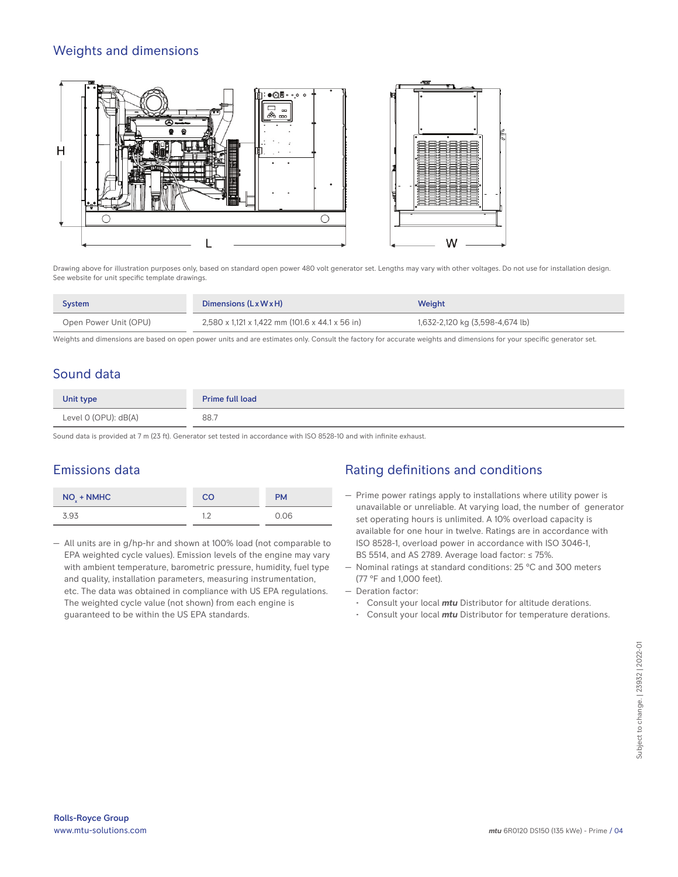## Weights and dimensions

H

L

W

Drawing above for illustration purposes only, based on standard open power 480 volt generator set. Lengths may vary with other voltages. Do not use for installation design. See website for unit specific template drawings.

| System | Dimensions (L x W x H) | Weight |
|---|---|---|
| Open Power Unit (OPU) | 2,580 x 1,121 x 1,422 mm (101.6 x 44.1 x 56 in) | 1,632-2,120 kg (3,598-4,674 lb) |

Weights and dimensions are based on open power units and are estimates only. Consult the factory for accurate weights and dimensions for your specific generator set.

## Sound data

| Unit type | Prime full load |
|---|---|
| Level 0 (OPU): dB(A) | 88.7 |

Sound data is provided at 7 m (23 ft). Generator set tested in accordance with ISO 8528-10 and with infinite exhaust.

## Emissions data

| $NO_x$ + NMHC | CO | PM |
|---|---|---|
| 3.93 | 1.2 | 0.06 |

- All units are in g/hp-hr and shown at 100% load (not comparable to EPA weighted cycle values). Emission levels of the engine may vary with ambient temperature, barometric pressure, humidity, fuel type and quality, installation parameters, measuring instrumentation, etc. The data was obtained in compliance with US EPA regulations. The weighted cycle value (not shown) from each engine is guaranteed to be within the US EPA standards.

## Rating definitions and conditions

- Prime power ratings apply to installations where utility power is unavailable or unreliable. At varying load, the number of generator set operating hours is unlimited. A 10% overload capacity is available for one hour in twelve. Ratings are in accordance with ISO 8528-1, overload power in accordance with ISO 3046-1, BS 5514, and AS 2789. Average load factor: ≤ 75%.
- Nominal ratings at standard conditions: 25 °C and 300 meters (77 °F and 1,000 feet).
- Deration factor:
  - Consult your local ***mtu*** Distributor for altitude derations.
  - Consult your local ***mtu*** Distributor for temperature derations.

Subject to change. | 23932 | 2022-01

**Rolls-Royce Group**
www.mtu-solutions.com